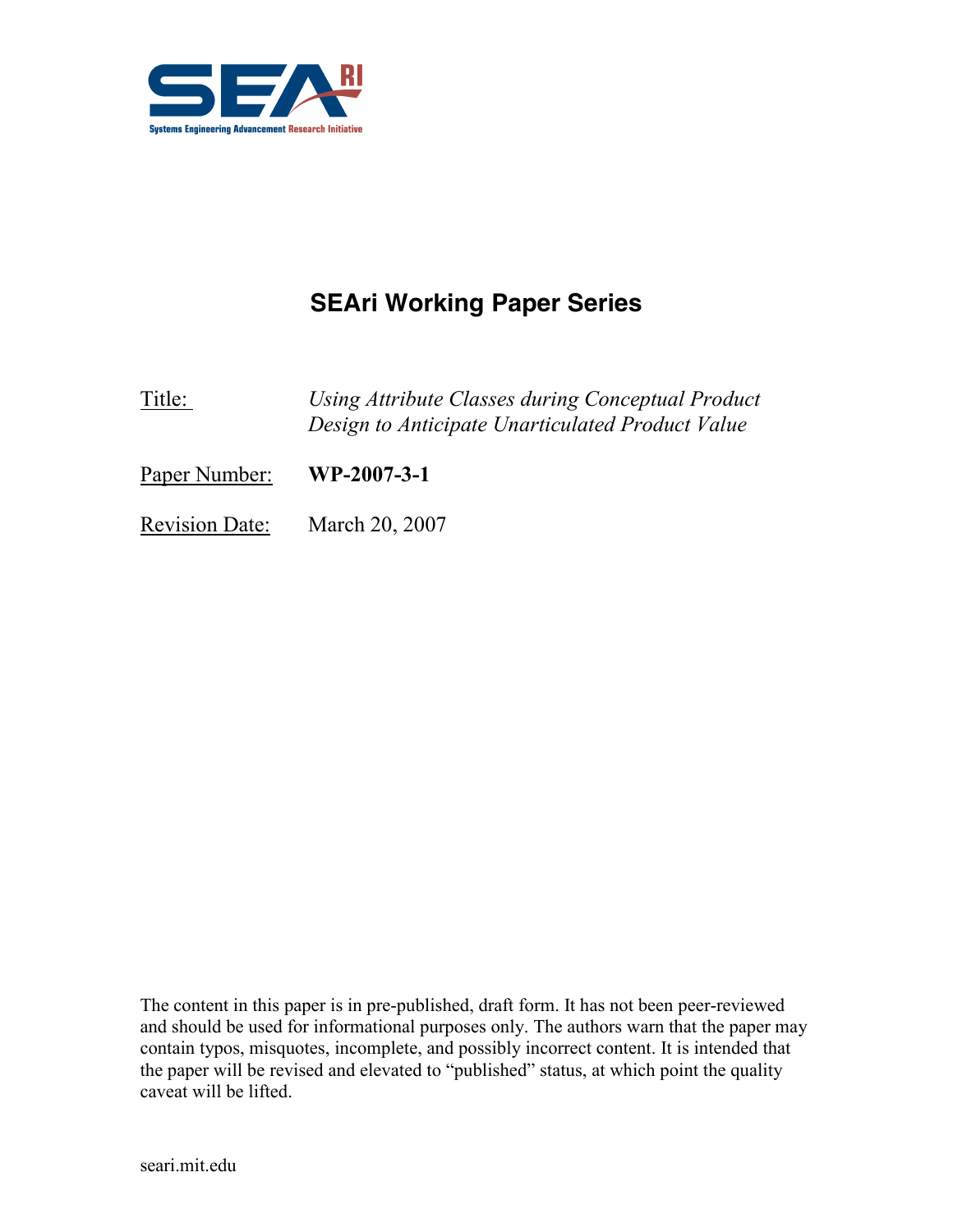SEAri

Systems Engineering Advancement Research Initiative

# SEAri Working Paper Series

Title: *Using Attribute Classes during Conceptual Product Design to Anticipate Unarticulated Product Value*

Paper Number: **WP-2007-3-1**

Revision Date: March 20, 2007

The content in this paper is in pre-published, draft form. It has not been peer-reviewed and should be used for informational purposes only. The authors warn that the paper may contain typos, misquotes, incomplete, and possibly incorrect content. It is intended that the paper will be revised and elevated to "published" status, at which point the quality caveat will be lifted.

seari.mit.edu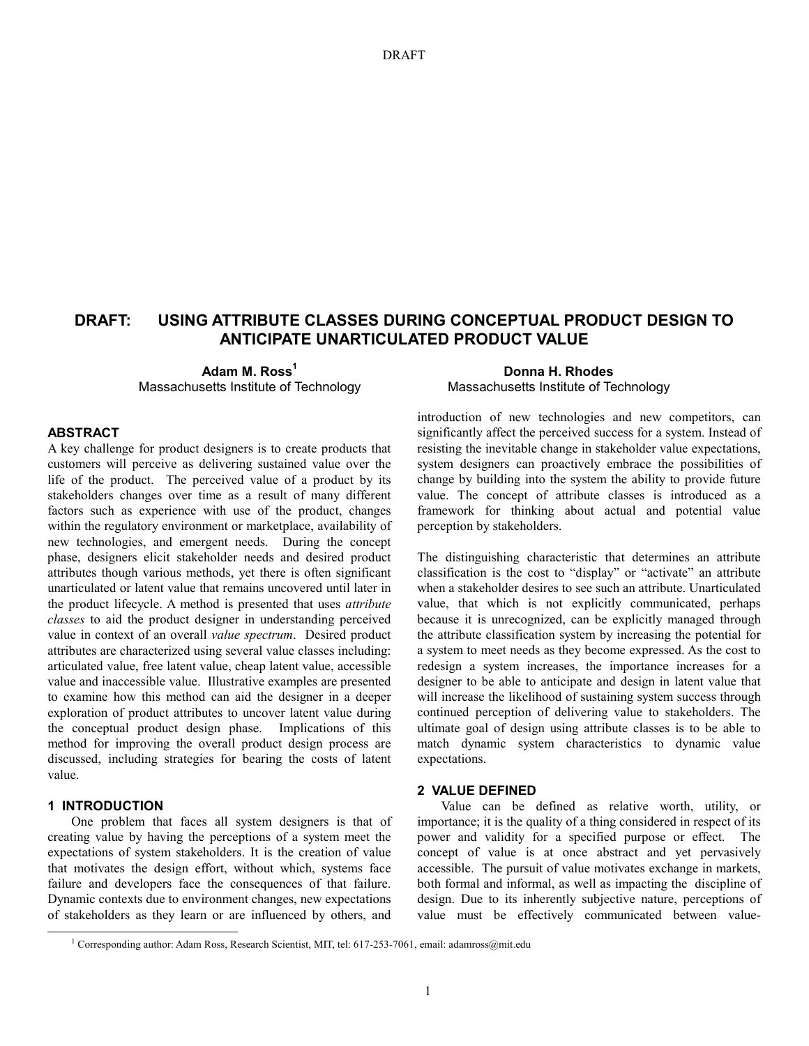# DRAFT: USING ATTRIBUTE CLASSES DURING CONCEPTUAL PRODUCT DESIGN TO ANTICIPATE UNARTICULATED PRODUCT VALUE

**Adam M. Ross[1]**
Massachusetts Institute of Technology

**Donna H. Rhodes**
Massachusetts Institute of Technology

## ABSTRACT

A key challenge for product designers is to create products that customers will perceive as delivering sustained value over the life of the product. The perceived value of a product by its stakeholders changes over time as a result of many different factors such as experience with use of the product, changes within the regulatory environment or marketplace, availability of new technologies, and emergent needs. During the concept phase, designers elicit stakeholder needs and desired product attributes though various methods, yet there is often significant unarticulated or latent value that remains uncovered until later in the product lifecycle. A method is presented that uses *attribute classes* to aid the product designer in understanding perceived value in context of an overall *value spectrum*. Desired product attributes are characterized using several value classes including: articulated value, free latent value, cheap latent value, accessible value and inaccessible value. Illustrative examples are presented to examine how this method can aid the designer in a deeper exploration of product attributes to uncover latent value during the conceptual product design phase. Implications of this method for improving the overall product design process are discussed, including strategies for bearing the costs of latent value.

## 1 INTRODUCTION

One problem that faces all system designers is that of creating value by having the perceptions of a system meet the expectations of system stakeholders. It is the creation of value that motivates the design effort, without which, systems face failure and developers face the consequences of that failure. Dynamic contexts due to environment changes, new expectations of stakeholders as they learn or are influenced by others, and introduction of new technologies and new competitors, can significantly affect the perceived success for a system. Instead of resisting the inevitable change in stakeholder value expectations, system designers can proactively embrace the possibilities of change by building into the system the ability to provide future value. The concept of attribute classes is introduced as a framework for thinking about actual and potential value perception by stakeholders.

The distinguishing characteristic that determines an attribute classification is the cost to "display" or "activate" an attribute when a stakeholder desires to see such an attribute. Unarticulated value, that which is not explicitly communicated, perhaps because it is unrecognized, can be explicitly managed through the attribute classification system by increasing the potential for a system to meet needs as they become expressed. As the cost to redesign a system increases, the importance increases for a designer to be able to anticipate and design in latent value that will increase the likelihood of sustaining system success through continued perception of delivering value to stakeholders. The ultimate goal of design using attribute classes is to be able to match dynamic system characteristics to dynamic value expectations.

## 2 VALUE DEFINED

Value can be defined as relative worth, utility, or importance; it is the quality of a thing considered in respect of its power and validity for a specified purpose or effect. The concept of value is at once abstract and yet pervasively accessible. The pursuit of value motivates exchange in markets, both formal and informal, as well as impacting the discipline of design. Due to its inherently subjective nature, perceptions of value must be effectively communicated between value-

[1] Corresponding author: Adam Ross, Research Scientist, MIT, tel: 617-253-7061, email: adamross@mit.edu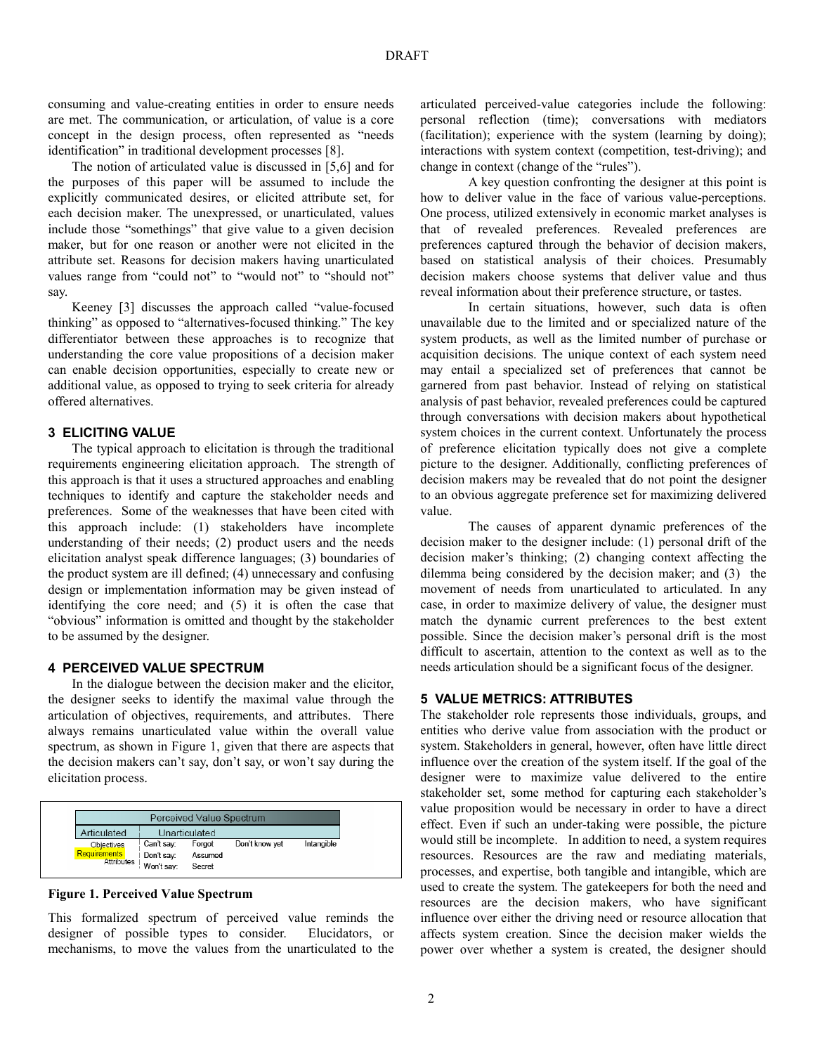consuming and value-creating entities in order to ensure needs are met. The communication, or articulation, of value is a core concept in the design process, often represented as "needs identification" in traditional development processes [8].

The notion of articulated value is discussed in [5,6] and for the purposes of this paper will be assumed to include the explicitly communicated desires, or elicited attribute set, for each decision maker. The unexpressed, or unarticulated, values include those "somethings" that give value to a given decision maker, but for one reason or another were not elicited in the attribute set. Reasons for decision makers having unarticulated values range from "could not" to "would not" to "should not" say.

Keeney [3] discusses the approach called "value-focused thinking" as opposed to "alternatives-focused thinking." The key differentiator between these approaches is to recognize that understanding the core value propositions of a decision maker can enable decision opportunities, especially to create new or additional value, as opposed to trying to seek criteria for already offered alternatives.

### 3 ELICITING VALUE

The typical approach to elicitation is through the traditional requirements engineering elicitation approach. The strength of this approach is that it uses a structured approaches and enabling techniques to identify and capture the stakeholder needs and preferences. Some of the weaknesses that have been cited with this approach include: (1) stakeholders have incomplete understanding of their needs; (2) product users and the needs elicitation analyst speak different languages; (3) boundaries of the product system are ill defined; (4) unnecessary and confusing design or implementation information may be given instead of identifying the core need; and (5) it is often the case that "obvious" information is omitted and thought by the stakeholder to be assumed by the designer.

### 4 PERCEIVED VALUE SPECTRUM

In the dialogue between the decision maker and the elicitor, the designer seeks to identify the maximal value through the articulation of objectives, requirements, and attributes. There always remains unarticulated value within the overall value spectrum, as shown in Figure 1, given that there are aspects that the decision makers can't say, don't say, or won't say during the elicitation process.

| Perceived Value Spectrum | | | | |
|---|---|---|---|---|
| Articulated | Unarticulated | | | |
| Objectives | Can't say: | Forgot | Don't know yet | Intangible |
| Requirements | Don't say: | Assumed | | |
| Attributes | Won't say: | Secret | | |

**Figure 1. Perceived Value Spectrum**

This formalized spectrum of perceived value reminds the designer of possible types to consider. Elucidators, or mechanisms, to move the values from the unarticulated to the articulated perceived-value categories include the following: personal reflection (time); conversations with mediators (facilitation); experience with the system (learning by doing); interactions with system context (competition, test-driving); and change in context (change of the "rules").

A key question confronting the designer at this point is how to deliver value in the face of various value-perceptions. One process, utilized extensively in economic market analyses is that of revealed preferences. Revealed preferences are preferences captured through the behavior of decision makers, based on statistical analysis of their choices. Presumably decision makers choose systems that deliver value and thus reveal information about their preference structure, or tastes.

In certain situations, however, such data is often unavailable due to the limited and or specialized nature of the system products, as well as the limited number of purchase or acquisition decisions. The unique context of each system need may entail a specialized set of preferences that cannot be garnered from past behavior. Instead of relying on statistical analysis of past behavior, revealed preferences could be captured through conversations with decision makers about hypothetical system choices in the current context. Unfortunately the process of preference elicitation typically does not give a complete picture to the designer. Additionally, conflicting preferences of decision makers may be revealed that do not point the designer to an obvious aggregate preference set for maximizing delivered value.

The causes of apparent dynamic preferences of the decision maker to the designer include: (1) personal drift of the decision maker's thinking; (2) changing context affecting the dilemma being considered by the decision maker; and (3) the movement of needs from unarticulated to articulated. In any case, in order to maximize delivery of value, the designer must match the dynamic current preferences to the best extent possible. Since the decision maker's personal drift is the most difficult to ascertain, attention to the context as well as to the needs articulation should be a significant focus of the designer.

### 5 VALUE METRICS: ATTRIBUTES

The stakeholder role represents those individuals, groups, and entities who derive value from association with the product or system. Stakeholders in general, however, often have little direct influence over the creation of the system itself. If the goal of the designer were to maximize value delivered to the entire stakeholder set, some method for capturing each stakeholder's value proposition would be necessary in order to have a direct effect. Even if such an under-taking were possible, the picture would still be incomplete. In addition to need, a system requires resources. Resources are the raw and mediating materials, processes, and expertise, both tangible and intangible, which are used to create the system. The gatekeepers for both the need and resources are the decision makers, who have significant influence over either the driving need or resource allocation that affects system creation. Since the decision maker wields the power over whether a system is created, the designer should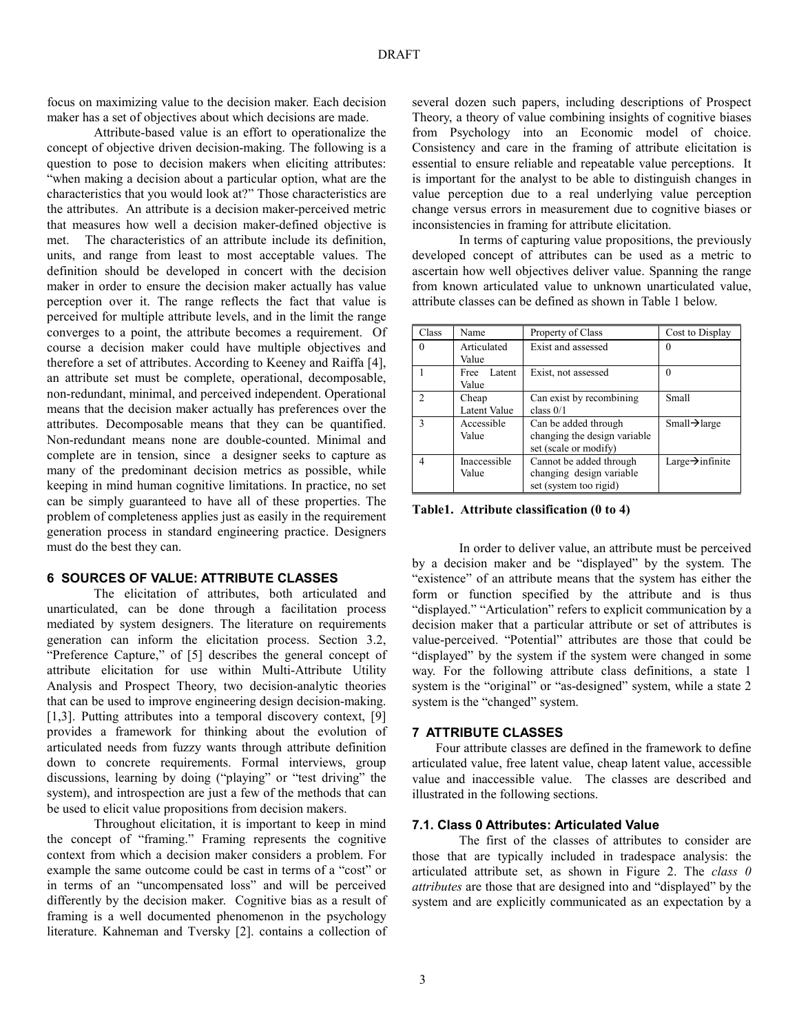focus on maximizing value to the decision maker. Each decision maker has a set of objectives about which decisions are made.

Attribute-based value is an effort to operationalize the concept of objective driven decision-making. The following is a question to pose to decision makers when eliciting attributes: "when making a decision about a particular option, what are the characteristics that you would look at?" Those characteristics are the attributes. An attribute is a decision maker-perceived metric that measures how well a decision maker-defined objective is met. The characteristics of an attribute include its definition, units, and range from least to most acceptable values. The definition should be developed in concert with the decision maker in order to ensure the decision maker actually has value perception over it. The range reflects the fact that value is perceived for multiple attribute levels, and in the limit the range converges to a point, the attribute becomes a requirement. Of course a decision maker could have multiple objectives and therefore a set of attributes. According to Keeney and Raiffa [4], an attribute set must be complete, operational, decomposable, non-redundant, minimal, and perceived independent. Operational means that the decision maker actually has preferences over the attributes. Decomposable means that they can be quantified. Non-redundant means none are double-counted. Minimal and complete are in tension, since a designer seeks to capture as many of the predominant decision metrics as possible, while keeping in mind human cognitive limitations. In practice, no set can be simply guaranteed to have all of these properties. The problem of completeness applies just as easily in the requirement generation process in standard engineering practice. Designers must do the best they can.

## 6 SOURCES OF VALUE: ATTRIBUTE CLASSES

The elicitation of attributes, both articulated and unarticulated, can be done through a facilitation process mediated by system designers. The literature on requirements generation can inform the elicitation process. Section 3.2, "Preference Capture," of [5] describes the general concept of attribute elicitation for use within Multi-Attribute Utility Analysis and Prospect Theory, two decision-analytic theories that can be used to improve engineering design decision-making. [1,3]. Putting attributes into a temporal discovery context, [9] provides a framework for thinking about the evolution of articulated needs from fuzzy wants through attribute definition down to concrete requirements. Formal interviews, group discussions, learning by doing ("playing" or "test driving" the system), and introspection are just a few of the methods that can be used to elicit value propositions from decision makers.

Throughout elicitation, it is important to keep in mind the concept of "framing." Framing represents the cognitive context from which a decision maker considers a problem. For example the same outcome could be cast in terms of a "cost" or in terms of an "uncompensated loss" and will be perceived differently by the decision maker. Cognitive bias as a result of framing is a well documented phenomenon in the psychology literature. Kahneman and Tversky [2]. contains a collection of several dozen such papers, including descriptions of Prospect Theory, a theory of value combining insights of cognitive biases from Psychology into an Economic model of choice. Consistency and care in the framing of attribute elicitation is essential to ensure reliable and repeatable value perceptions. It is important for the analyst to be able to distinguish changes in value perception due to a real underlying value perception change versus errors in measurement due to cognitive biases or inconsistencies in framing for attribute elicitation.

In terms of capturing value propositions, the previously developed concept of attributes can be used as a metric to ascertain how well objectives deliver value. Spanning the range from known articulated value to unknown unarticulated value, attribute classes can be defined as shown in Table 1 below.

| Class | Name | Property of Class | Cost to Display |
| --- | --- | --- | --- |
| 0 | Articulated Value | Exist and assessed | 0 |
| 1 | Free Latent Value | Exist, not assessed | 0 |
| 2 | Cheap Latent Value | Can exist by recombining class 0/1 | Small |
| 3 | Accessible Value | Can be added through changing the design variable set (scale or modify) | Small→large |
| 4 | Inaccessible Value | Cannot be added through changing design variable set (system too rigid) | Large→infinite |

**Table1. Attribute classification (0 to 4)**

In order to deliver value, an attribute must be perceived by a decision maker and be "displayed" by the system. The "existence" of an attribute means that the system has either the form or function specified by the attribute and is thus "displayed." "Articulation" refers to explicit communication by a decision maker that a particular attribute or set of attributes is value-perceived. "Potential" attributes are those that could be "displayed" by the system if the system were changed in some way. For the following attribute class definitions, a state 1 system is the "original" or "as-designed" system, while a state 2 system is the "changed" system.

## 7 ATTRIBUTE CLASSES

Four attribute classes are defined in the framework to define articulated value, free latent value, cheap latent value, accessible value and inaccessible value. The classes are described and illustrated in the following sections.

### 7.1. Class 0 Attributes: Articulated Value

The first of the classes of attributes to consider are those that are typically included in tradespace analysis: the articulated attribute set, as shown in Figure 2. The *class 0 attributes* are those that are designed into and "displayed" by the system and are explicitly communicated as an expectation by a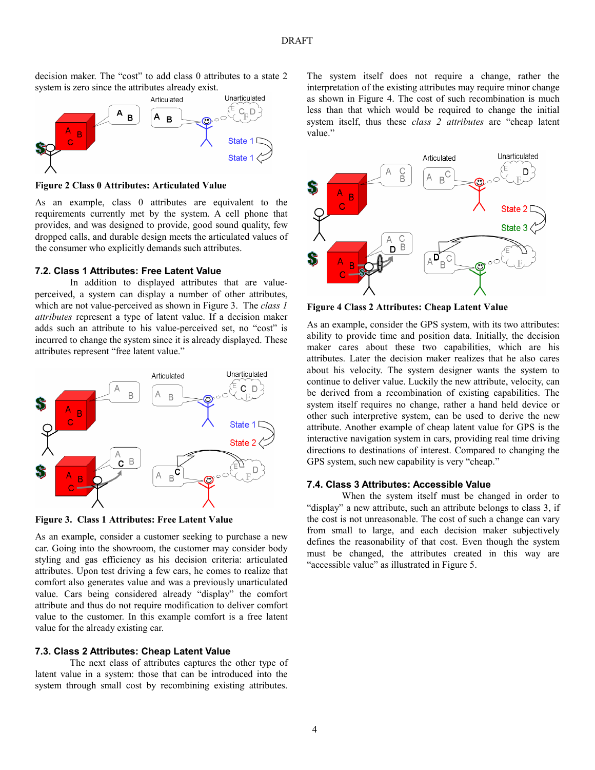decision maker. The "cost" to add class 0 attributes to a state 2 system is zero since the attributes already exist.

**Figure 2 Class 0 Attributes: Articulated Value**

As an example, class 0 attributes are equivalent to the requirements currently met by the system. A cell phone that provides, and was designed to provide, good sound quality, few dropped calls, and durable design meets the articulated values of the consumer who explicitly demands such attributes.

## 7.2. Class 1 Attributes: Free Latent Value

In addition to displayed attributes that are value-perceived, a system can display a number of other attributes, which are not value-perceived as shown in Figure 3. The *class 1 attributes* represent a type of latent value. If a decision maker adds such an attribute to his value-perceived set, no "cost" is incurred to change the system since it is already displayed. These attributes represent "free latent value."

**Figure 3. Class 1 Attributes: Free Latent Value**

As an example, consider a customer seeking to purchase a new car. Going into the showroom, the customer may consider body styling and gas efficiency as his decision criteria: articulated attributes. Upon test driving a few cars, he comes to realize that comfort also generates value and was a previously unarticulated value. Cars being considered already "display" the comfort attribute and thus do not require modification to deliver comfort value to the customer. In this example comfort is a free latent value for the already existing car.

## 7.3. Class 2 Attributes: Cheap Latent Value

The next class of attributes captures the other type of latent value in a system: those that can be introduced into the system through small cost by recombining existing attributes. The system itself does not require a change, rather the interpretation of the existing attributes may require minor change as shown in Figure 4. The cost of such recombination is much less than that which would be required to change the initial system itself, thus these *class 2 attributes* are "cheap latent value."

**Figure 4 Class 2 Attributes: Cheap Latent Value**

As an example, consider the GPS system, with its two attributes: ability to provide time and position data. Initially, the decision maker cares about these two capabilities, which are his attributes. Later the decision maker realizes that he also cares about his velocity. The system designer wants the system to continue to deliver value. Luckily the new attribute, velocity, can be derived from a recombination of existing capabilities. The system itself requires no change, rather a hand held device or other such interpretive system, can be used to derive the new attribute. Another example of cheap latent value for GPS is the interactive navigation system in cars, providing real time driving directions to destinations of interest. Compared to changing the GPS system, such new capability is very "cheap."

## 7.4. Class 3 Attributes: Accessible Value

When the system itself must be changed in order to "display" a new attribute, such an attribute belongs to class 3, if the cost is not unreasonable. The cost of such a change can vary from small to large, and each decision maker subjectively defines the reasonability of that cost. Even though the system must be changed, the attributes created in this way are "accessible value" as illustrated in Figure 5.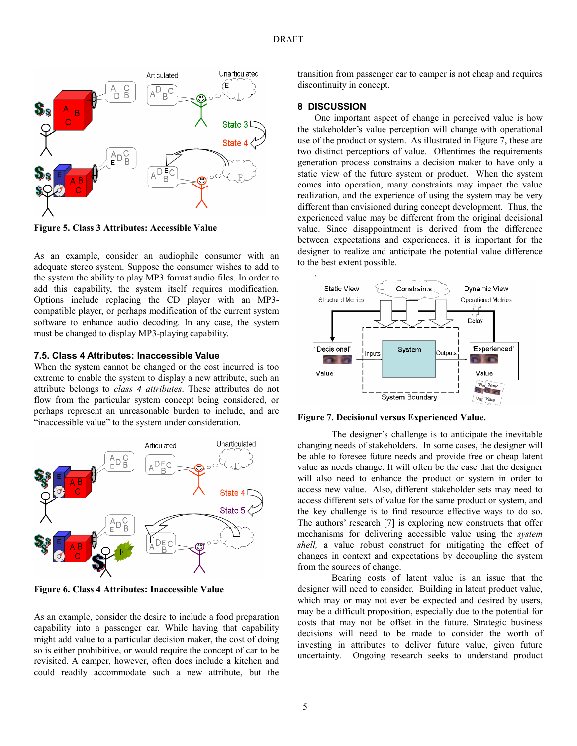Figure 5. Class 3 Attributes: Accessible Value

As an example, consider an audiophile consumer with an adequate stereo system. Suppose the consumer wishes to add to the system the ability to play MP3 format audio files. In order to add this capability, the system itself requires modification. Options include replacing the CD player with an MP3-compatible player, or perhaps modification of the current system software to enhance audio decoding. In any case, the system must be changed to display MP3-playing capability.

### 7.5. Class 4 Attributes: Inaccessible Value

When the system cannot be changed or the cost incurred is too extreme to enable the system to display a new attribute, such an attribute belongs to *class 4 attributes*. These attributes do not flow from the particular system concept being considered, or perhaps represent an unreasonable burden to include, and are "inaccessible value" to the system under consideration.

Figure 6. Class 4 Attributes: Inaccessible Value

As an example, consider the desire to include a food preparation capability into a passenger car. While having that capability might add value to a particular decision maker, the cost of doing so is either prohibitive, or would require the concept of car to be revisited. A camper, however, often does include a kitchen and could readily accommodate such a new attribute, but the transition from passenger car to camper is not cheap and requires discontinuity in concept.

## 8 DISCUSSION

One important aspect of change in perceived value is how the stakeholder's value perception will change with operational use of the product or system. As illustrated in Figure 7, these are two distinct perceptions of value. Oftentimes the requirements generation process constrains a decision maker to have only a static view of the future system or product. When the system comes into operation, many constraints may impact the value realization, and the experience of using the system may be very different than envisioned during concept development. Thus, the experienced value may be different from the original decisional value. Since disappointment is derived from the difference between expectations and experiences, it is important for the designer to realize and anticipate the potential value difference to the best extent possible.

Figure 7. Decisional versus Experienced Value.

The designer's challenge is to anticipate the inevitable changing needs of stakeholders. In some cases, the designer will be able to foresee future needs and provide free or cheap latent value as needs change. It will often be the case that the designer will also need to enhance the product or system in order to access new value. Also, different stakeholder sets may need to access different sets of value for the same product or system, and the key challenge is to find resource effective ways to do so. The authors' research [7] is exploring new constructs that offer mechanisms for delivering accessible value using the *system shell*, a value robust construct for mitigating the effect of changes in context and expectations by decoupling the system from the sources of change.

Bearing costs of latent value is an issue that the designer will need to consider. Building in latent product value, which may or may not ever be expected and desired by users, may be a difficult proposition, especially due to the potential for costs that may not be offset in the future. Strategic business decisions will need to be made to consider the worth of investing in attributes to deliver future value, given future uncertainty. Ongoing research seeks to understand product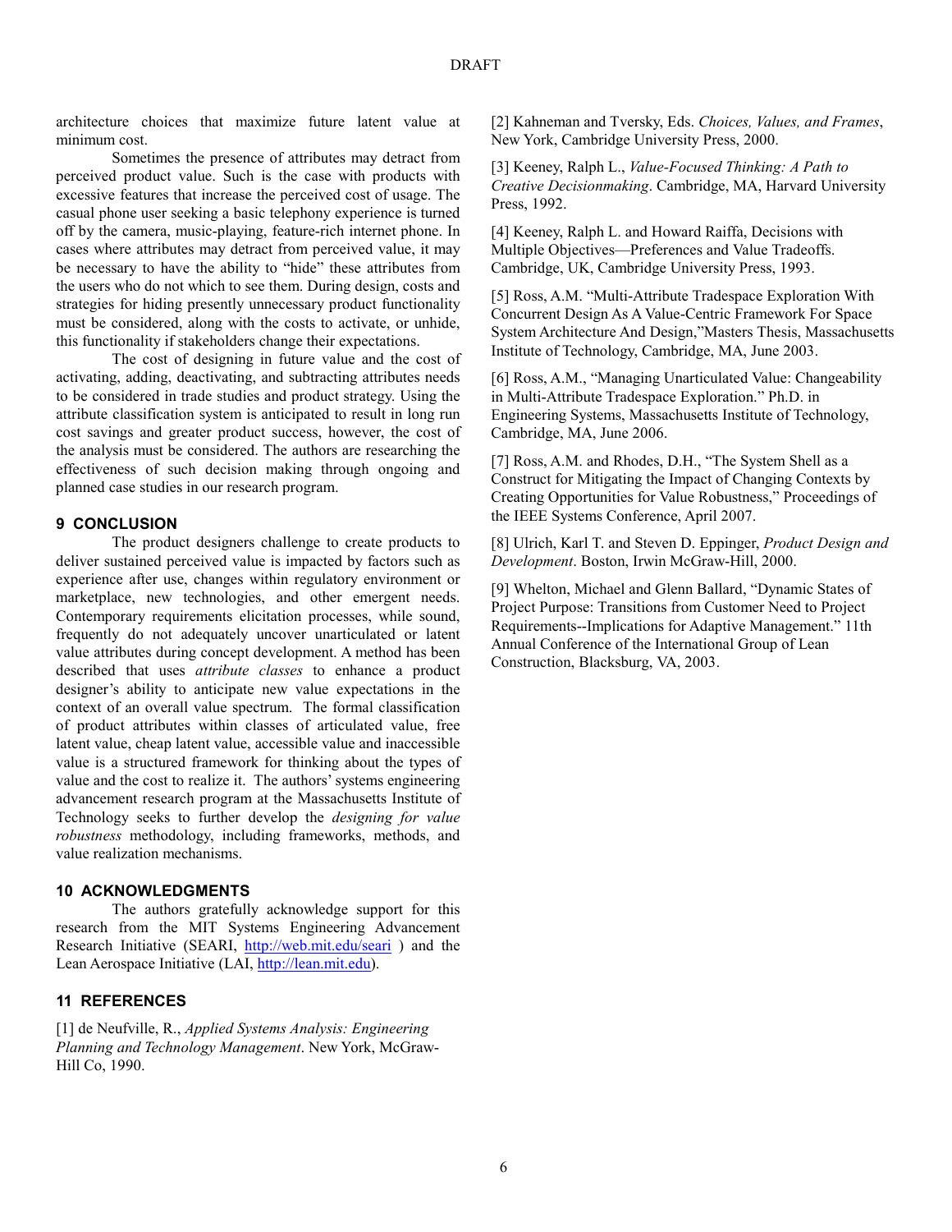architecture choices that maximize future latent value at minimum cost.

Sometimes the presence of attributes may detract from perceived product value. Such is the case with products with excessive features that increase the perceived cost of usage. The casual phone user seeking a basic telephony experience is turned off by the camera, music-playing, feature-rich internet phone. In cases where attributes may detract from perceived value, it may be necessary to have the ability to "hide" these attributes from the users who do not which to see them. During design, costs and strategies for hiding presently unnecessary product functionality must be considered, along with the costs to activate, or unhide, this functionality if stakeholders change their expectations.

The cost of designing in future value and the cost of activating, adding, deactivating, and subtracting attributes needs to be considered in trade studies and product strategy. Using the attribute classification system is anticipated to result in long run cost savings and greater product success, however, the cost of the analysis must be considered. The authors are researching the effectiveness of such decision making through ongoing and planned case studies in our research program.

## 9 CONCLUSION

The product designers challenge to create products to deliver sustained perceived value is impacted by factors such as experience after use, changes within regulatory environment or marketplace, new technologies, and other emergent needs. Contemporary requirements elicitation processes, while sound, frequently do not adequately uncover unarticulated or latent value attributes during concept development. A method has been described that uses *attribute classes* to enhance a product designer's ability to anticipate new value expectations in the context of an overall value spectrum. The formal classification of product attributes within classes of articulated value, free latent value, cheap latent value, accessible value and inaccessible value is a structured framework for thinking about the types of value and the cost to realize it. The authors' systems engineering advancement research program at the Massachusetts Institute of Technology seeks to further develop the *designing for value robustness* methodology, including frameworks, methods, and value realization mechanisms.

## 10 ACKNOWLEDGMENTS

The authors gratefully acknowledge support for this research from the MIT Systems Engineering Advancement Research Initiative (SEARI, http://web.mit.edu/seari ) and the Lean Aerospace Initiative (LAI, http://lean.mit.edu).

## 11 REFERENCES

[1] de Neufville, R., *Applied Systems Analysis: Engineering Planning and Technology Management*. New York, McGraw-Hill Co, 1990.

[2] Kahneman and Tversky, Eds. *Choices, Values, and Frames*, New York, Cambridge University Press, 2000.

[3] Keeney, Ralph L., *Value-Focused Thinking: A Path to Creative Decisionmaking*. Cambridge, MA, Harvard University Press, 1992.

[4] Keeney, Ralph L. and Howard Raiffa, Decisions with Multiple Objectives—Preferences and Value Tradeoffs. Cambridge, UK, Cambridge University Press, 1993.

[5] Ross, A.M. "Multi-Attribute Tradespace Exploration With Concurrent Design As A Value-Centric Framework For Space System Architecture And Design,"Masters Thesis, Massachusetts Institute of Technology, Cambridge, MA, June 2003.

[6] Ross, A.M., "Managing Unarticulated Value: Changeability in Multi-Attribute Tradespace Exploration." Ph.D. in Engineering Systems, Massachusetts Institute of Technology, Cambridge, MA, June 2006.

[7] Ross, A.M. and Rhodes, D.H., "The System Shell as a Construct for Mitigating the Impact of Changing Contexts by Creating Opportunities for Value Robustness," Proceedings of the IEEE Systems Conference, April 2007.

[8] Ulrich, Karl T. and Steven D. Eppinger, *Product Design and Development*. Boston, Irwin McGraw-Hill, 2000.

[9] Whelton, Michael and Glenn Ballard, "Dynamic States of Project Purpose: Transitions from Customer Need to Project Requirements--Implications for Adaptive Management." 11th Annual Conference of the International Group of Lean Construction, Blacksburg, VA, 2003.